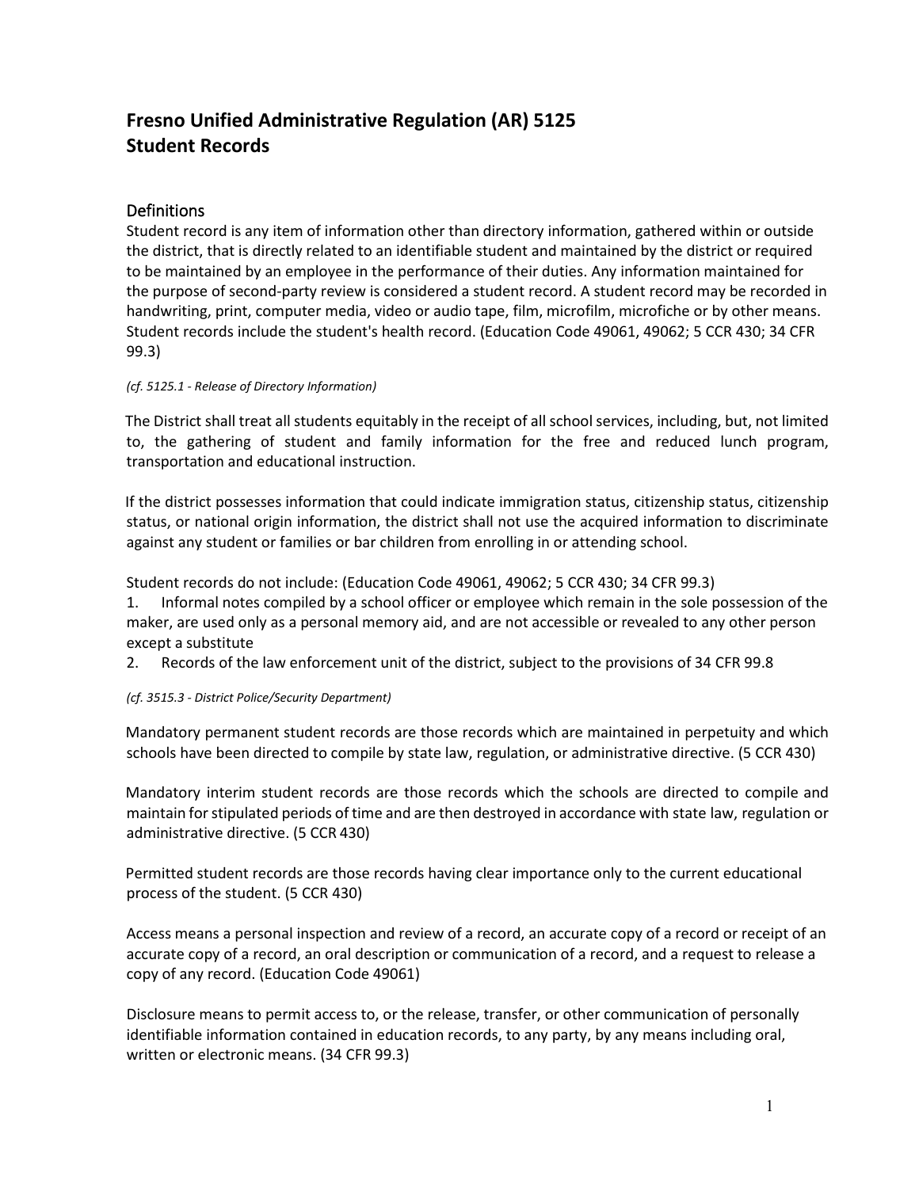# Fresno Unified Administrative Regulation (AR) 5125
# Student Records

## Definitions

Student record is any item of information other than directory information, gathered within or outside the district, that is directly related to an identifiable student and maintained by the district or required to be maintained by an employee in the performance of their duties. Any information maintained for the purpose of second-party review is considered a student record. A student record may be recorded in handwriting, print, computer media, video or audio tape, film, microfilm, microfiche or by other means. Student records include the student's health record. (Education Code 49061, 49062; 5 CCR 430; 34 CFR 99.3)

*(cf. 5125.1 - Release of Directory Information)*

The District shall treat all students equitably in the receipt of all school services, including, but, not limited to, the gathering of student and family information for the free and reduced lunch program, transportation and educational instruction.

If the district possesses information that could indicate immigration status, citizenship status, citizenship status, or national origin information, the district shall not use the acquired information to discriminate against any student or families or bar children from enrolling in or attending school.

Student records do not include: (Education Code 49061, 49062; 5 CCR 430; 34 CFR 99.3)

1. Informal notes compiled by a school officer or employee which remain in the sole possession of the maker, are used only as a personal memory aid, and are not accessible or revealed to any other person except a substitute
2. Records of the law enforcement unit of the district, subject to the provisions of 34 CFR 99.8

*(cf. 3515.3 - District Police/Security Department)*

Mandatory permanent student records are those records which are maintained in perpetuity and which schools have been directed to compile by state law, regulation, or administrative directive. (5 CCR 430)

Mandatory interim student records are those records which the schools are directed to compile and maintain for stipulated periods of time and are then destroyed in accordance with state law, regulation or administrative directive. (5 CCR 430)

Permitted student records are those records having clear importance only to the current educational process of the student. (5 CCR 430)

Access means a personal inspection and review of a record, an accurate copy of a record or receipt of an accurate copy of a record, an oral description or communication of a record, and a request to release a copy of any record. (Education Code 49061)

Disclosure means to permit access to, or the release, transfer, or other communication of personally identifiable information contained in education records, to any party, by any means including oral, written or electronic means. (34 CFR 99.3)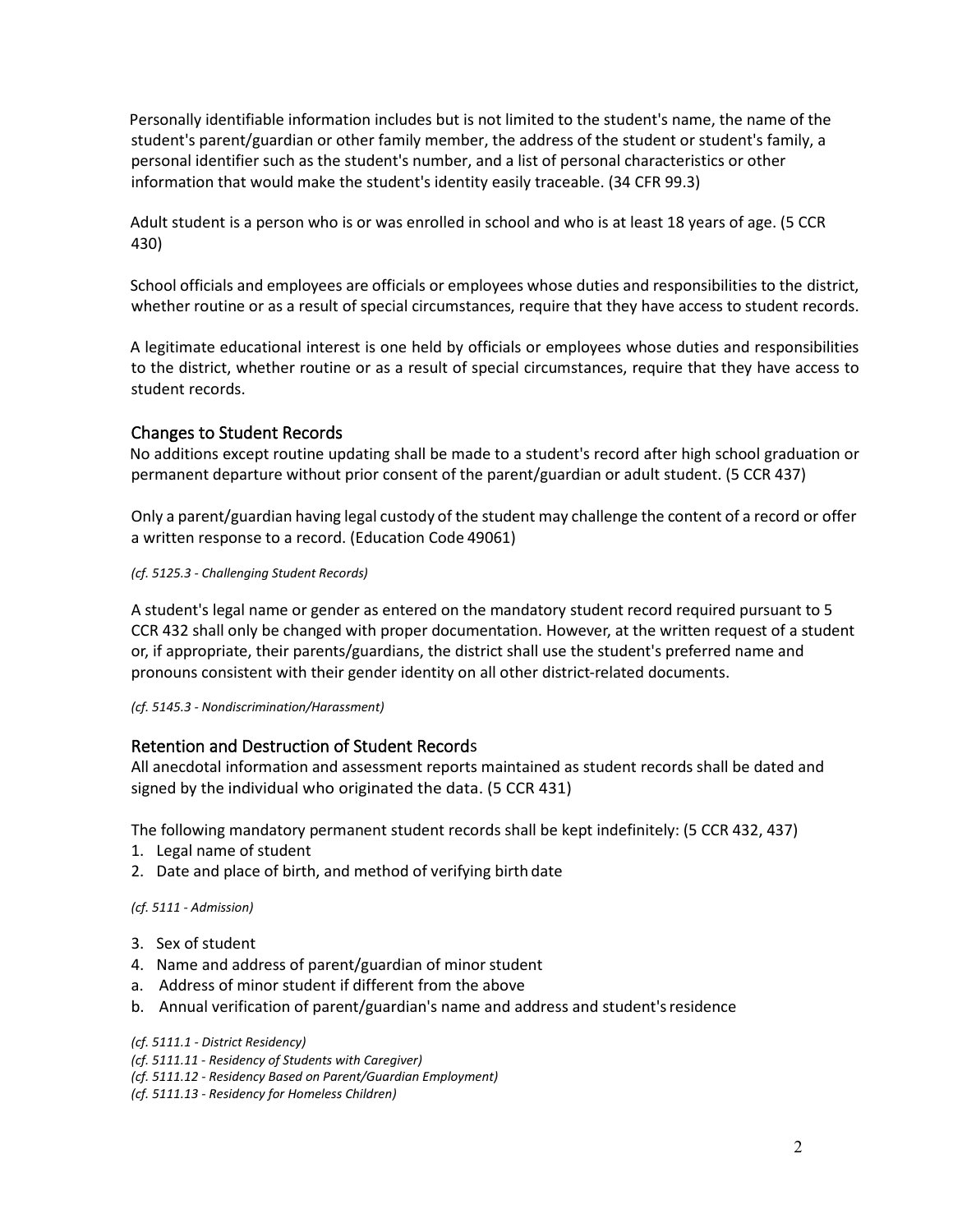Personally identifiable information includes but is not limited to the student's name, the name of the student's parent/guardian or other family member, the address of the student or student's family, a personal identifier such as the student's number, and a list of personal characteristics or other information that would make the student's identity easily traceable. (34 CFR 99.3)

Adult student is a person who is or was enrolled in school and who is at least 18 years of age. (5 CCR 430)

School officials and employees are officials or employees whose duties and responsibilities to the district, whether routine or as a result of special circumstances, require that they have access to student records.

A legitimate educational interest is one held by officials or employees whose duties and responsibilities to the district, whether routine or as a result of special circumstances, require that they have access to student records.

## Changes to Student Records

No additions except routine updating shall be made to a student's record after high school graduation or permanent departure without prior consent of the parent/guardian or adult student. (5 CCR 437)

Only a parent/guardian having legal custody of the student may challenge the content of a record or offer a written response to a record. (Education Code 49061)

*(cf. 5125.3 - Challenging Student Records)*

A student's legal name or gender as entered on the mandatory student record required pursuant to 5 CCR 432 shall only be changed with proper documentation. However, at the written request of a student or, if appropriate, their parents/guardians, the district shall use the student's preferred name and pronouns consistent with their gender identity on all other district-related documents.

*(cf. 5145.3 - Nondiscrimination/Harassment)*

## Retention and Destruction of Student Records

All anecdotal information and assessment reports maintained as student records shall be dated and signed by the individual who originated the data. (5 CCR 431)

The following mandatory permanent student records shall be kept indefinitely: (5 CCR 432, 437)

1. Legal name of student
2. Date and place of birth, and method of verifying birth date

*(cf. 5111 - Admission)*

3. Sex of student
4. Name and address of parent/guardian of minor student
   a. Address of minor student if different from the above
   b. Annual verification of parent/guardian's name and address and student's residence

*(cf. 5111.1 - District Residency)*
*(cf. 5111.11 - Residency of Students with Caregiver)*
*(cf. 5111.12 - Residency Based on Parent/Guardian Employment)*
*(cf. 5111.13 - Residency for Homeless Children)*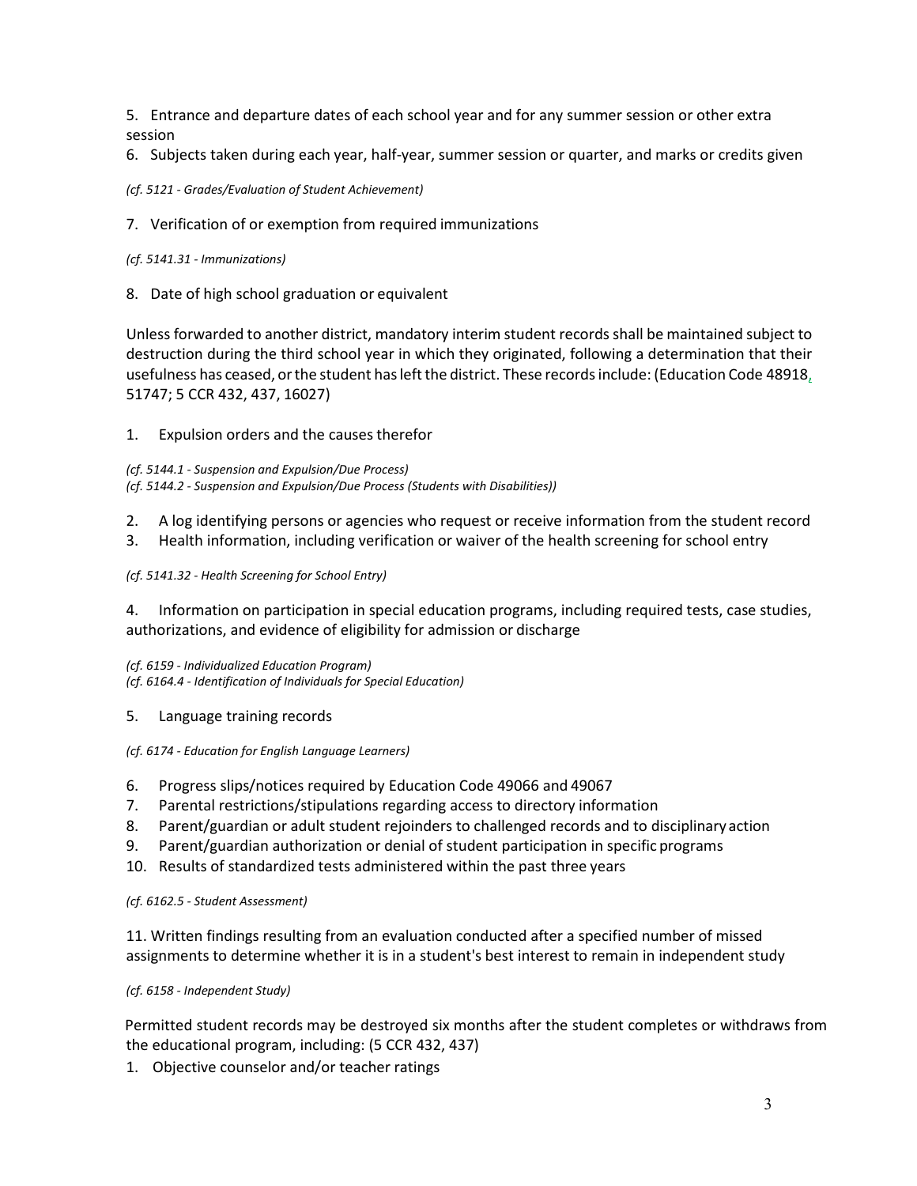5. Entrance and departure dates of each school year and for any summer session or other extra session
6. Subjects taken during each year, half-year, summer session or quarter, and marks or credits given

*(cf. 5121 - Grades/Evaluation of Student Achievement)*

7. Verification of or exemption from required immunizations

*(cf. 5141.31 - Immunizations)*

8. Date of high school graduation or equivalent

Unless forwarded to another district, mandatory interim student records shall be maintained subject to destruction during the third school year in which they originated, following a determination that their usefulness has ceased, or the student has left the district. These records include: (Education Code 48918, 51747; 5 CCR 432, 437, 16027)

1. Expulsion orders and the causes therefor

*(cf. 5144.1 - Suspension and Expulsion/Due Process)*
*(cf. 5144.2 - Suspension and Expulsion/Due Process (Students with Disabilities))*

2. A log identifying persons or agencies who request or receive information from the student record
3. Health information, including verification or waiver of the health screening for school entry

*(cf. 5141.32 - Health Screening for School Entry)*

4. Information on participation in special education programs, including required tests, case studies, authorizations, and evidence of eligibility for admission or discharge

*(cf. 6159 - Individualized Education Program)*
*(cf. 6164.4 - Identification of Individuals for Special Education)*

5. Language training records

*(cf. 6174 - Education for English Language Learners)*

6. Progress slips/notices required by Education Code 49066 and 49067
7. Parental restrictions/stipulations regarding access to directory information
8. Parent/guardian or adult student rejoinders to challenged records and to disciplinary action
9. Parent/guardian authorization or denial of student participation in specific programs
10. Results of standardized tests administered within the past three years

*(cf. 6162.5 - Student Assessment)*

11. Written findings resulting from an evaluation conducted after a specified number of missed assignments to determine whether it is in a student's best interest to remain in independent study

*(cf. 6158 - Independent Study)*

Permitted student records may be destroyed six months after the student completes or withdraws from the educational program, including: (5 CCR 432, 437)

1. Objective counselor and/or teacher ratings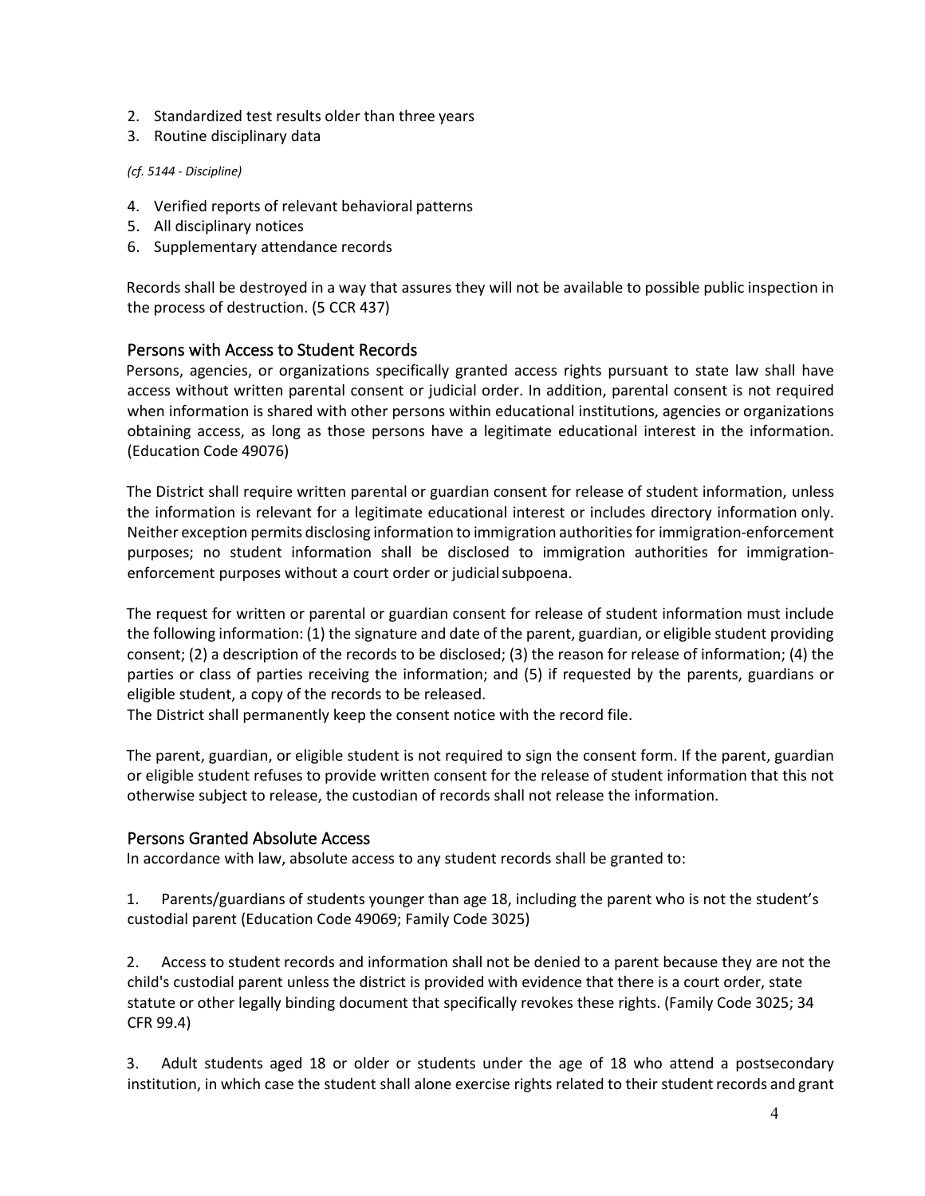2. Standardized test results older than three years
3. Routine disciplinary data

*(cf. 5144 - Discipline)*

4. Verified reports of relevant behavioral patterns
5. All disciplinary notices
6. Supplementary attendance records

Records shall be destroyed in a way that assures they will not be available to possible public inspection in the process of destruction. (5 CCR 437)

## Persons with Access to Student Records

Persons, agencies, or organizations specifically granted access rights pursuant to state law shall have access without written parental consent or judicial order. In addition, parental consent is not required when information is shared with other persons within educational institutions, agencies or organizations obtaining access, as long as those persons have a legitimate educational interest in the information. (Education Code 49076)

The District shall require written parental or guardian consent for release of student information, unless the information is relevant for a legitimate educational interest or includes directory information only. Neither exception permits disclosing information to immigration authorities for immigration-enforcement purposes; no student information shall be disclosed to immigration authorities for immigration-enforcement purposes without a court order or judicial subpoena.

The request for written or parental or guardian consent for release of student information must include the following information: (1) the signature and date of the parent, guardian, or eligible student providing consent; (2) a description of the records to be disclosed; (3) the reason for release of information; (4) the parties or class of parties receiving the information; and (5) if requested by the parents, guardians or eligible student, a copy of the records to be released.
The District shall permanently keep the consent notice with the record file.

The parent, guardian, or eligible student is not required to sign the consent form. If the parent, guardian or eligible student refuses to provide written consent for the release of student information that this not otherwise subject to release, the custodian of records shall not release the information.

## Persons Granted Absolute Access

In accordance with law, absolute access to any student records shall be granted to:

1. Parents/guardians of students younger than age 18, including the parent who is not the student's custodial parent (Education Code 49069; Family Code 3025)

2. Access to student records and information shall not be denied to a parent because they are not the child's custodial parent unless the district is provided with evidence that there is a court order, state statute or other legally binding document that specifically revokes these rights. (Family Code 3025; 34 CFR 99.4)

3. Adult students aged 18 or older or students under the age of 18 who attend a postsecondary institution, in which case the student shall alone exercise rights related to their student records and grant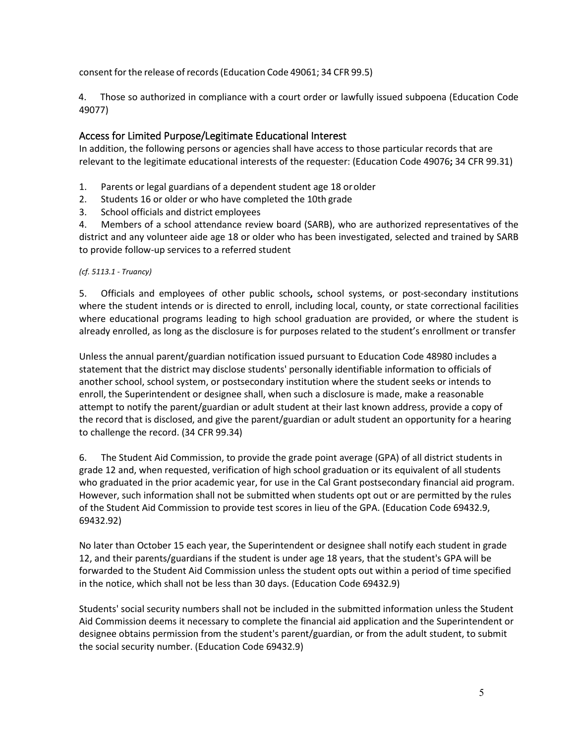consent for the release of records (Education Code 49061; 34 CFR 99.5)

4. Those so authorized in compliance with a court order or lawfully issued subpoena (Education Code 49077)

## Access for Limited Purpose/Legitimate Educational Interest

In addition, the following persons or agencies shall have access to those particular records that are relevant to the legitimate educational interests of the requester: (Education Code 49076**;** 34 CFR 99.31)

1. Parents or legal guardians of a dependent student age 18 or older
2. Students 16 or older or who have completed the 10th grade
3. School officials and district employees
4. Members of a school attendance review board (SARB), who are authorized representatives of the district and any volunteer aide age 18 or older who has been investigated, selected and trained by SARB to provide follow-up services to a referred student

*(cf. 5113.1 - Truancy)*

5. Officials and employees of other public schools**,** school systems, or post-secondary institutions where the student intends or is directed to enroll, including local, county, or state correctional facilities where educational programs leading to high school graduation are provided, or where the student is already enrolled, as long as the disclosure is for purposes related to the student's enrollment or transfer

Unless the annual parent/guardian notification issued pursuant to Education Code 48980 includes a statement that the district may disclose students' personally identifiable information to officials of another school, school system, or postsecondary institution where the student seeks or intends to enroll, the Superintendent or designee shall, when such a disclosure is made, make a reasonable attempt to notify the parent/guardian or adult student at their last known address, provide a copy of the record that is disclosed, and give the parent/guardian or adult student an opportunity for a hearing to challenge the record. (34 CFR 99.34)

6. The Student Aid Commission, to provide the grade point average (GPA) of all district students in grade 12 and, when requested, verification of high school graduation or its equivalent of all students who graduated in the prior academic year, for use in the Cal Grant postsecondary financial aid program. However, such information shall not be submitted when students opt out or are permitted by the rules of the Student Aid Commission to provide test scores in lieu of the GPA. (Education Code 69432.9, 69432.92)

No later than October 15 each year, the Superintendent or designee shall notify each student in grade 12, and their parents/guardians if the student is under age 18 years, that the student's GPA will be forwarded to the Student Aid Commission unless the student opts out within a period of time specified in the notice, which shall not be less than 30 days. (Education Code 69432.9)

Students' social security numbers shall not be included in the submitted information unless the Student Aid Commission deems it necessary to complete the financial aid application and the Superintendent or designee obtains permission from the student's parent/guardian, or from the adult student, to submit the social security number. (Education Code 69432.9)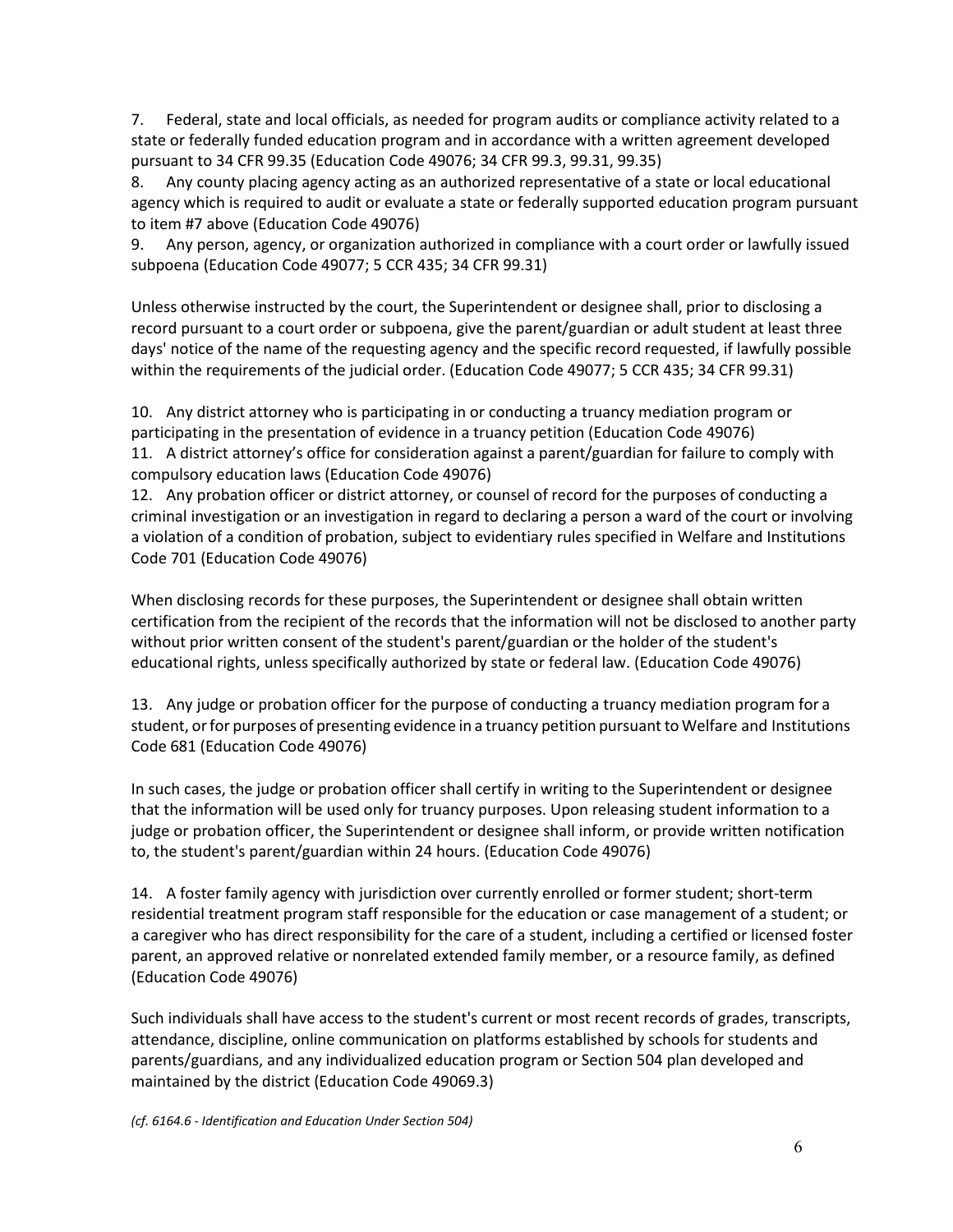7. Federal, state and local officials, as needed for program audits or compliance activity related to a state or federally funded education program and in accordance with a written agreement developed pursuant to 34 CFR 99.35 (Education Code 49076; 34 CFR 99.3, 99.31, 99.35)
8. Any county placing agency acting as an authorized representative of a state or local educational agency which is required to audit or evaluate a state or federally supported education program pursuant to item #7 above (Education Code 49076)
9. Any person, agency, or organization authorized in compliance with a court order or lawfully issued subpoena (Education Code 49077; 5 CCR 435; 34 CFR 99.31)

Unless otherwise instructed by the court, the Superintendent or designee shall, prior to disclosing a record pursuant to a court order or subpoena, give the parent/guardian or adult student at least three days' notice of the name of the requesting agency and the specific record requested, if lawfully possible within the requirements of the judicial order. (Education Code 49077; 5 CCR 435; 34 CFR 99.31)

10. Any district attorney who is participating in or conducting a truancy mediation program or participating in the presentation of evidence in a truancy petition (Education Code 49076)
11. A district attorney's office for consideration against a parent/guardian for failure to comply with compulsory education laws (Education Code 49076)
12. Any probation officer or district attorney, or counsel of record for the purposes of conducting a criminal investigation or an investigation in regard to declaring a person a ward of the court or involving a violation of a condition of probation, subject to evidentiary rules specified in Welfare and Institutions Code 701 (Education Code 49076)

When disclosing records for these purposes, the Superintendent or designee shall obtain written certification from the recipient of the records that the information will not be disclosed to another party without prior written consent of the student's parent/guardian or the holder of the student's educational rights, unless specifically authorized by state or federal law. (Education Code 49076)

13. Any judge or probation officer for the purpose of conducting a truancy mediation program for a student, or for purposes of presenting evidence in a truancy petition pursuant to Welfare and Institutions Code 681 (Education Code 49076)

In such cases, the judge or probation officer shall certify in writing to the Superintendent or designee that the information will be used only for truancy purposes. Upon releasing student information to a judge or probation officer, the Superintendent or designee shall inform, or provide written notification to, the student's parent/guardian within 24 hours. (Education Code 49076)

14. A foster family agency with jurisdiction over currently enrolled or former student; short-term residential treatment program staff responsible for the education or case management of a student; or a caregiver who has direct responsibility for the care of a student, including a certified or licensed foster parent, an approved relative or nonrelated extended family member, or a resource family, as defined (Education Code 49076)

Such individuals shall have access to the student's current or most recent records of grades, transcripts, attendance, discipline, online communication on platforms established by schools for students and parents/guardians, and any individualized education program or Section 504 plan developed and maintained by the district (Education Code 49069.3)

*(cf. 6164.6 - Identification and Education Under Section 504)*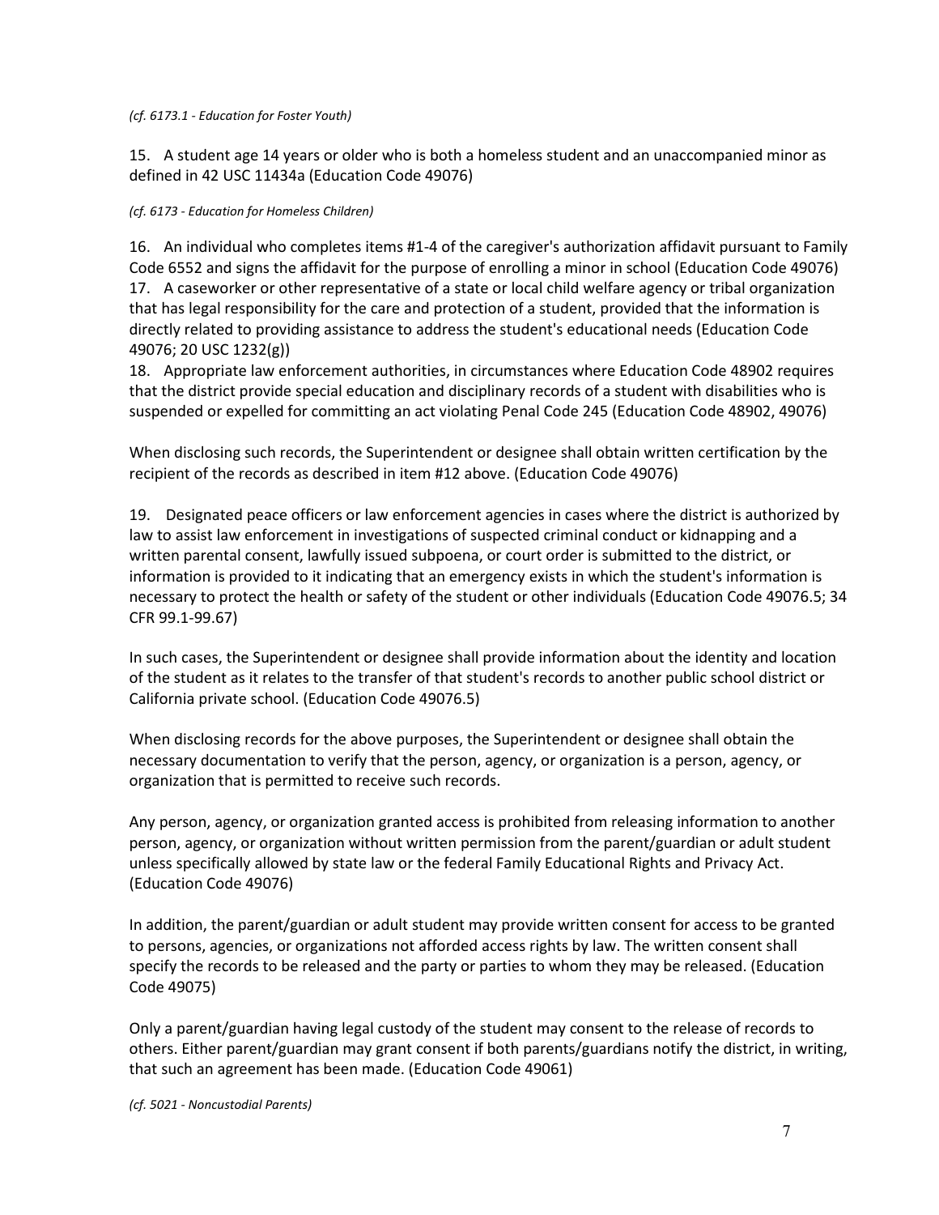*(cf. 6173.1 - Education for Foster Youth)*

15. A student age 14 years or older who is both a homeless student and an unaccompanied minor as defined in 42 USC 11434a (Education Code 49076)

*(cf. 6173 - Education for Homeless Children)*

16. An individual who completes items #1-4 of the caregiver's authorization affidavit pursuant to Family Code 6552 and signs the affidavit for the purpose of enrolling a minor in school (Education Code 49076)
17. A caseworker or other representative of a state or local child welfare agency or tribal organization that has legal responsibility for the care and protection of a student, provided that the information is directly related to providing assistance to address the student's educational needs (Education Code 49076; 20 USC 1232(g))
18. Appropriate law enforcement authorities, in circumstances where Education Code 48902 requires that the district provide special education and disciplinary records of a student with disabilities who is suspended or expelled for committing an act violating Penal Code 245 (Education Code 48902, 49076)

When disclosing such records, the Superintendent or designee shall obtain written certification by the recipient of the records as described in item #12 above. (Education Code 49076)

19. Designated peace officers or law enforcement agencies in cases where the district is authorized by law to assist law enforcement in investigations of suspected criminal conduct or kidnapping and a written parental consent, lawfully issued subpoena, or court order is submitted to the district, or information is provided to it indicating that an emergency exists in which the student's information is necessary to protect the health or safety of the student or other individuals (Education Code 49076.5; 34 CFR 99.1-99.67)

In such cases, the Superintendent or designee shall provide information about the identity and location of the student as it relates to the transfer of that student's records to another public school district or California private school. (Education Code 49076.5)

When disclosing records for the above purposes, the Superintendent or designee shall obtain the necessary documentation to verify that the person, agency, or organization is a person, agency, or organization that is permitted to receive such records.

Any person, agency, or organization granted access is prohibited from releasing information to another person, agency, or organization without written permission from the parent/guardian or adult student unless specifically allowed by state law or the federal Family Educational Rights and Privacy Act. (Education Code 49076)

In addition, the parent/guardian or adult student may provide written consent for access to be granted to persons, agencies, or organizations not afforded access rights by law. The written consent shall specify the records to be released and the party or parties to whom they may be released. (Education Code 49075)

Only a parent/guardian having legal custody of the student may consent to the release of records to others. Either parent/guardian may grant consent if both parents/guardians notify the district, in writing, that such an agreement has been made. (Education Code 49061)

*(cf. 5021 - Noncustodial Parents)*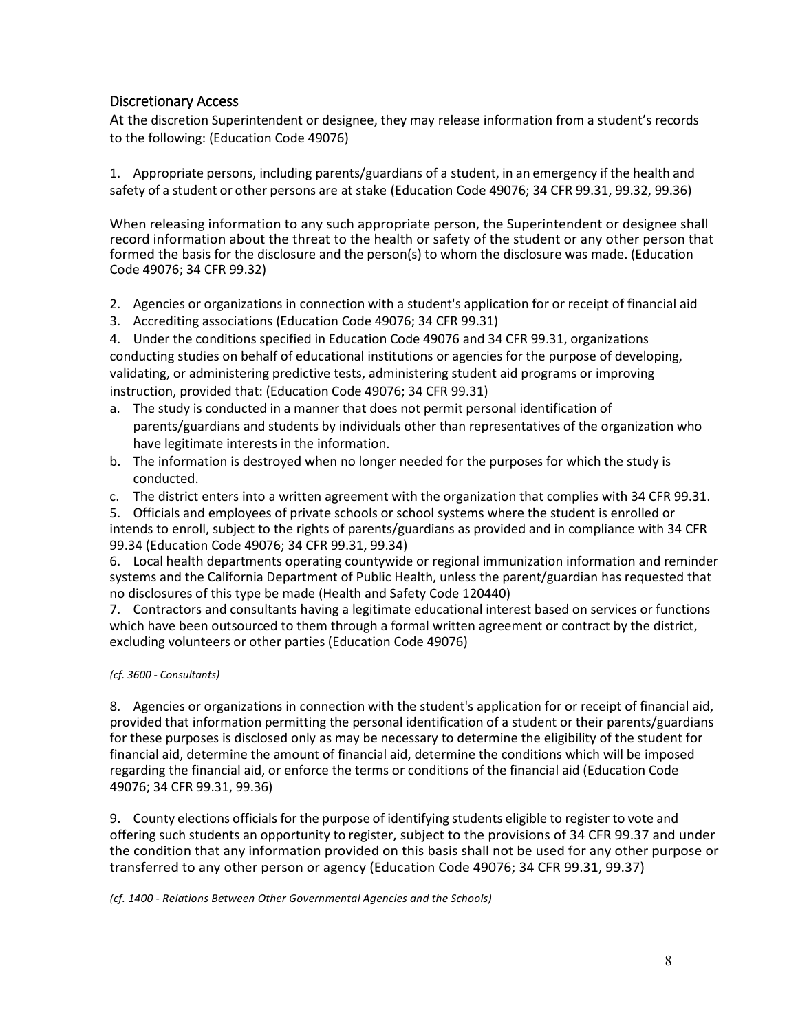## Discretionary Access

At the discretion Superintendent or designee, they may release information from a student's records to the following: (Education Code 49076)

1. Appropriate persons, including parents/guardians of a student, in an emergency if the health and safety of a student or other persons are at stake (Education Code 49076; 34 CFR 99.31, 99.32, 99.36)

When releasing information to any such appropriate person, the Superintendent or designee shall record information about the threat to the health or safety of the student or any other person that formed the basis for the disclosure and the person(s) to whom the disclosure was made. (Education Code 49076; 34 CFR 99.32)

2. Agencies or organizations in connection with a student's application for or receipt of financial aid
3. Accrediting associations (Education Code 49076; 34 CFR 99.31)
4. Under the conditions specified in Education Code 49076 and 34 CFR 99.31, organizations conducting studies on behalf of educational institutions or agencies for the purpose of developing, validating, or administering predictive tests, administering student aid programs or improving instruction, provided that: (Education Code 49076; 34 CFR 99.31)
   a. The study is conducted in a manner that does not permit personal identification of parents/guardians and students by individuals other than representatives of the organization who have legitimate interests in the information.
   b. The information is destroyed when no longer needed for the purposes for which the study is conducted.
   c. The district enters into a written agreement with the organization that complies with 34 CFR 99.31.
5. Officials and employees of private schools or school systems where the student is enrolled or intends to enroll, subject to the rights of parents/guardians as provided and in compliance with 34 CFR 99.34 (Education Code 49076; 34 CFR 99.31, 99.34)
6. Local health departments operating countywide or regional immunization information and reminder systems and the California Department of Public Health, unless the parent/guardian has requested that no disclosures of this type be made (Health and Safety Code 120440)
7. Contractors and consultants having a legitimate educational interest based on services or functions which have been outsourced to them through a formal written agreement or contract by the district, excluding volunteers or other parties (Education Code 49076)

*(cf. 3600 - Consultants)*

8. Agencies or organizations in connection with the student's application for or receipt of financial aid, provided that information permitting the personal identification of a student or their parents/guardians for these purposes is disclosed only as may be necessary to determine the eligibility of the student for financial aid, determine the amount of financial aid, determine the conditions which will be imposed regarding the financial aid, or enforce the terms or conditions of the financial aid (Education Code 49076; 34 CFR 99.31, 99.36)

9. County elections officials for the purpose of identifying students eligible to register to vote and offering such students an opportunity to register, subject to the provisions of 34 CFR 99.37 and under the condition that any information provided on this basis shall not be used for any other purpose or transferred to any other person or agency (Education Code 49076; 34 CFR 99.31, 99.37)

*(cf. 1400 - Relations Between Other Governmental Agencies and the Schools)*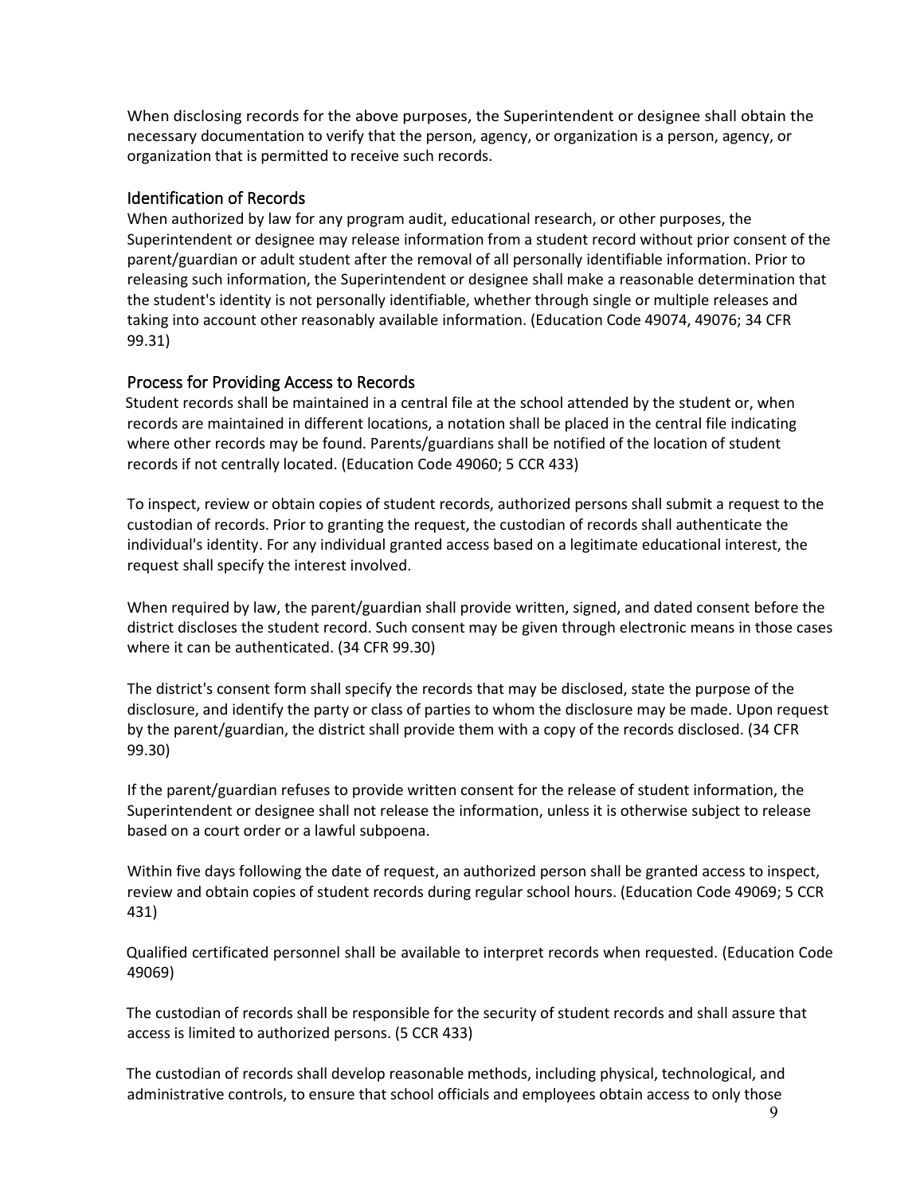When disclosing records for the above purposes, the Superintendent or designee shall obtain the necessary documentation to verify that the person, agency, or organization is a person, agency, or organization that is permitted to receive such records.

## Identification of Records

When authorized by law for any program audit, educational research, or other purposes, the Superintendent or designee may release information from a student record without prior consent of the parent/guardian or adult student after the removal of all personally identifiable information. Prior to releasing such information, the Superintendent or designee shall make a reasonable determination that the student's identity is not personally identifiable, whether through single or multiple releases and taking into account other reasonably available information. (Education Code 49074, 49076; 34 CFR 99.31)

## Process for Providing Access to Records

Student records shall be maintained in a central file at the school attended by the student or, when records are maintained in different locations, a notation shall be placed in the central file indicating where other records may be found. Parents/guardians shall be notified of the location of student records if not centrally located. (Education Code 49060; 5 CCR 433)

To inspect, review or obtain copies of student records, authorized persons shall submit a request to the custodian of records. Prior to granting the request, the custodian of records shall authenticate the individual's identity. For any individual granted access based on a legitimate educational interest, the request shall specify the interest involved.

When required by law, the parent/guardian shall provide written, signed, and dated consent before the district discloses the student record. Such consent may be given through electronic means in those cases where it can be authenticated. (34 CFR 99.30)

The district's consent form shall specify the records that may be disclosed, state the purpose of the disclosure, and identify the party or class of parties to whom the disclosure may be made. Upon request by the parent/guardian, the district shall provide them with a copy of the records disclosed. (34 CFR 99.30)

If the parent/guardian refuses to provide written consent for the release of student information, the Superintendent or designee shall not release the information, unless it is otherwise subject to release based on a court order or a lawful subpoena.

Within five days following the date of request, an authorized person shall be granted access to inspect, review and obtain copies of student records during regular school hours. (Education Code 49069; 5 CCR 431)

Qualified certificated personnel shall be available to interpret records when requested. (Education Code 49069)

The custodian of records shall be responsible for the security of student records and shall assure that access is limited to authorized persons. (5 CCR 433)

The custodian of records shall develop reasonable methods, including physical, technological, and administrative controls, to ensure that school officials and employees obtain access to only those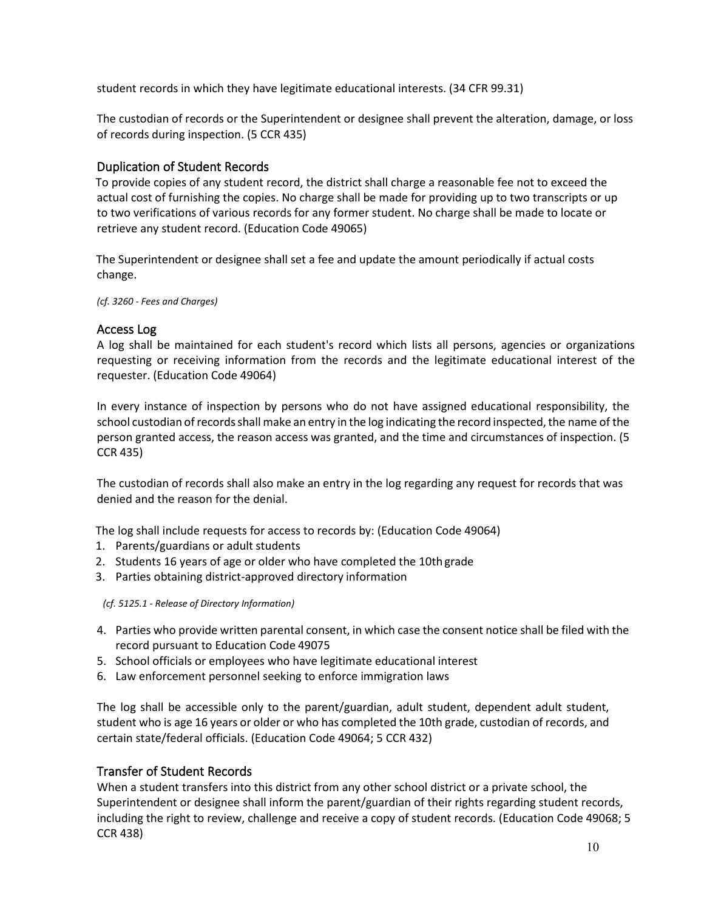student records in which they have legitimate educational interests. (34 CFR 99.31)

The custodian of records or the Superintendent or designee shall prevent the alteration, damage, or loss of records during inspection. (5 CCR 435)

## Duplication of Student Records

To provide copies of any student record, the district shall charge a reasonable fee not to exceed the actual cost of furnishing the copies. No charge shall be made for providing up to two transcripts or up to two verifications of various records for any former student. No charge shall be made to locate or retrieve any student record. (Education Code 49065)

The Superintendent or designee shall set a fee and update the amount periodically if actual costs change.

*(cf. 3260 - Fees and Charges)*

## Access Log

A log shall be maintained for each student's record which lists all persons, agencies or organizations requesting or receiving information from the records and the legitimate educational interest of the requester. (Education Code 49064)

In every instance of inspection by persons who do not have assigned educational responsibility, the school custodian of records shall make an entry in the log indicating the record inspected, the name of the person granted access, the reason access was granted, and the time and circumstances of inspection. (5 CCR 435)

The custodian of records shall also make an entry in the log regarding any request for records that was denied and the reason for the denial.

The log shall include requests for access to records by: (Education Code 49064)

1. Parents/guardians or adult students
2. Students 16 years of age or older who have completed the 10th grade
3. Parties obtaining district-approved directory information

   *(cf. 5125.1 - Release of Directory Information)*

4. Parties who provide written parental consent, in which case the consent notice shall be filed with the record pursuant to Education Code 49075
5. School officials or employees who have legitimate educational interest
6. Law enforcement personnel seeking to enforce immigration laws

The log shall be accessible only to the parent/guardian, adult student, dependent adult student, student who is age 16 years or older or who has completed the 10th grade, custodian of records, and certain state/federal officials. (Education Code 49064; 5 CCR 432)

## Transfer of Student Records

When a student transfers into this district from any other school district or a private school, the Superintendent or designee shall inform the parent/guardian of their rights regarding student records, including the right to review, challenge and receive a copy of student records. (Education Code 49068; 5 CCR 438)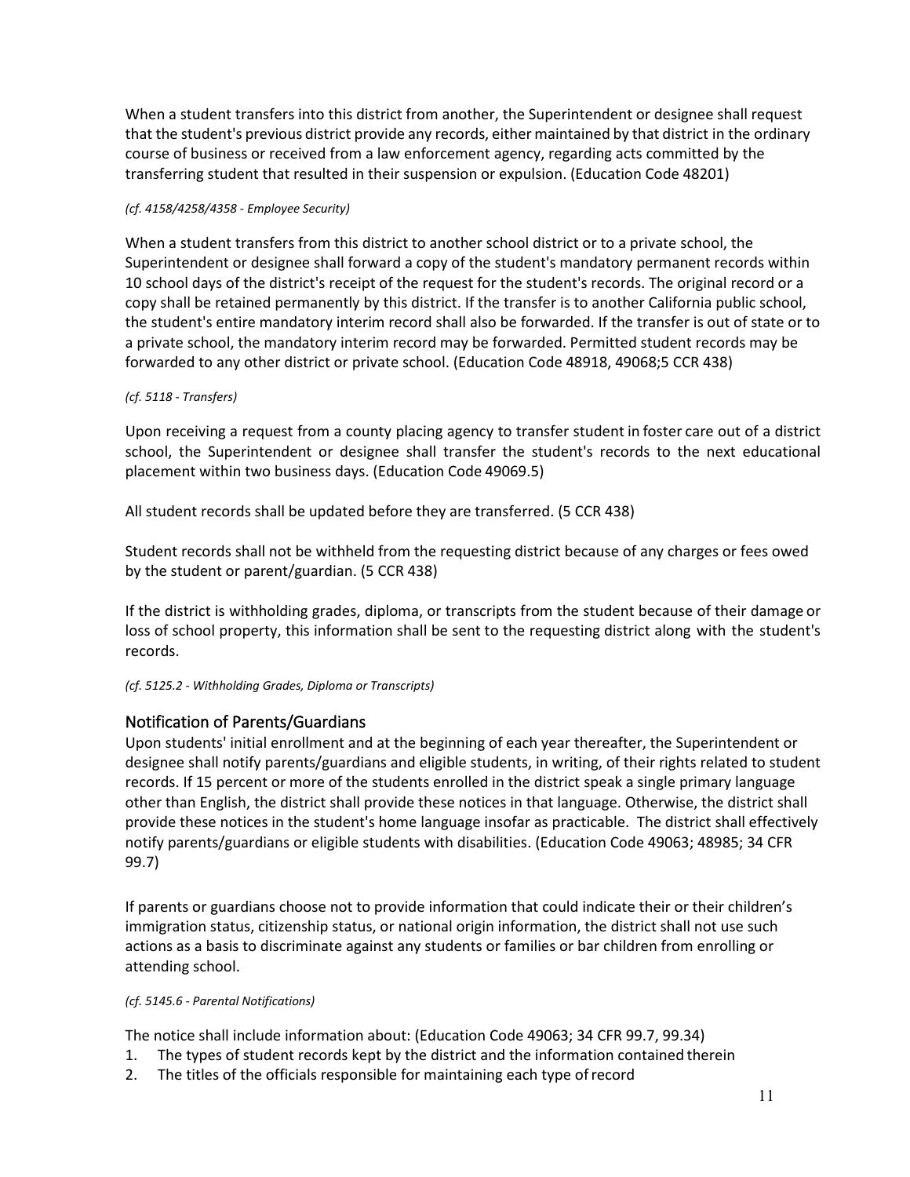When a student transfers into this district from another, the Superintendent or designee shall request that the student's previous district provide any records, either maintained by that district in the ordinary course of business or received from a law enforcement agency, regarding acts committed by the transferring student that resulted in their suspension or expulsion. (Education Code 48201)

*(cf. 4158/4258/4358 - Employee Security)*

When a student transfers from this district to another school district or to a private school, the Superintendent or designee shall forward a copy of the student's mandatory permanent records within 10 school days of the district's receipt of the request for the student's records. The original record or a copy shall be retained permanently by this district. If the transfer is to another California public school, the student's entire mandatory interim record shall also be forwarded. If the transfer is out of state or to a private school, the mandatory interim record may be forwarded. Permitted student records may be forwarded to any other district or private school. (Education Code 48918, 49068;5 CCR 438)

*(cf. 5118 - Transfers)*

Upon receiving a request from a county placing agency to transfer student in foster care out of a district school, the Superintendent or designee shall transfer the student's records to the next educational placement within two business days. (Education Code 49069.5)

All student records shall be updated before they are transferred. (5 CCR 438)

Student records shall not be withheld from the requesting district because of any charges or fees owed by the student or parent/guardian. (5 CCR 438)

If the district is withholding grades, diploma, or transcripts from the student because of their damage or loss of school property, this information shall be sent to the requesting district along with the student's records.

*(cf. 5125.2 - Withholding Grades, Diploma or Transcripts)*

## Notification of Parents/Guardians

Upon students' initial enrollment and at the beginning of each year thereafter, the Superintendent or designee shall notify parents/guardians and eligible students, in writing, of their rights related to student records. If 15 percent or more of the students enrolled in the district speak a single primary language other than English, the district shall provide these notices in that language. Otherwise, the district shall provide these notices in the student's home language insofar as practicable. The district shall effectively notify parents/guardians or eligible students with disabilities. (Education Code 49063; 48985; 34 CFR 99.7)

If parents or guardians choose not to provide information that could indicate their or their children's immigration status, citizenship status, or national origin information, the district shall not use such actions as a basis to discriminate against any students or families or bar children from enrolling or attending school.

*(cf. 5145.6 - Parental Notifications)*

The notice shall include information about: (Education Code 49063; 34 CFR 99.7, 99.34)

1. The types of student records kept by the district and the information contained therein
2. The titles of the officials responsible for maintaining each type of record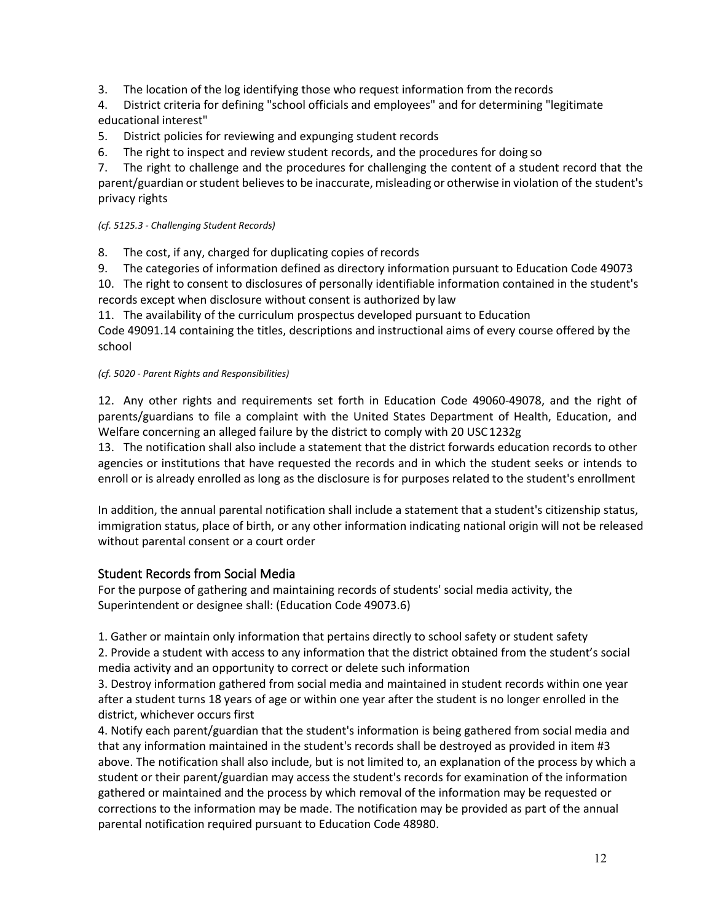3. The location of the log identifying those who request information from the records
4. District criteria for defining "school officials and employees" and for determining "legitimate educational interest"
5. District policies for reviewing and expunging student records
6. The right to inspect and review student records, and the procedures for doing so
7. The right to challenge and the procedures for challenging the content of a student record that the parent/guardian or student believes to be inaccurate, misleading or otherwise in violation of the student's privacy rights

*(cf. 5125.3 - Challenging Student Records)*

8. The cost, if any, charged for duplicating copies of records
9. The categories of information defined as directory information pursuant to Education Code 49073
10. The right to consent to disclosures of personally identifiable information contained in the student's records except when disclosure without consent is authorized by law
11. The availability of the curriculum prospectus developed pursuant to Education Code 49091.14 containing the titles, descriptions and instructional aims of every course offered by the school

*(cf. 5020 - Parent Rights and Responsibilities)*

12. Any other rights and requirements set forth in Education Code 49060-49078, and the right of parents/guardians to file a complaint with the United States Department of Health, Education, and Welfare concerning an alleged failure by the district to comply with 20 USC 1232g
13. The notification shall also include a statement that the district forwards education records to other agencies or institutions that have requested the records and in which the student seeks or intends to enroll or is already enrolled as long as the disclosure is for purposes related to the student's enrollment

In addition, the annual parental notification shall include a statement that a student's citizenship status, immigration status, place of birth, or any other information indicating national origin will not be released without parental consent or a court order

## Student Records from Social Media

For the purpose of gathering and maintaining records of students' social media activity, the Superintendent or designee shall: (Education Code 49073.6)

1. Gather or maintain only information that pertains directly to school safety or student safety
2. Provide a student with access to any information that the district obtained from the student's social media activity and an opportunity to correct or delete such information
3. Destroy information gathered from social media and maintained in student records within one year after a student turns 18 years of age or within one year after the student is no longer enrolled in the district, whichever occurs first
4. Notify each parent/guardian that the student's information is being gathered from social media and that any information maintained in the student's records shall be destroyed as provided in item #3 above. The notification shall also include, but is not limited to, an explanation of the process by which a student or their parent/guardian may access the student's records for examination of the information gathered or maintained and the process by which removal of the information may be requested or corrections to the information may be made. The notification may be provided as part of the annual parental notification required pursuant to Education Code 48980.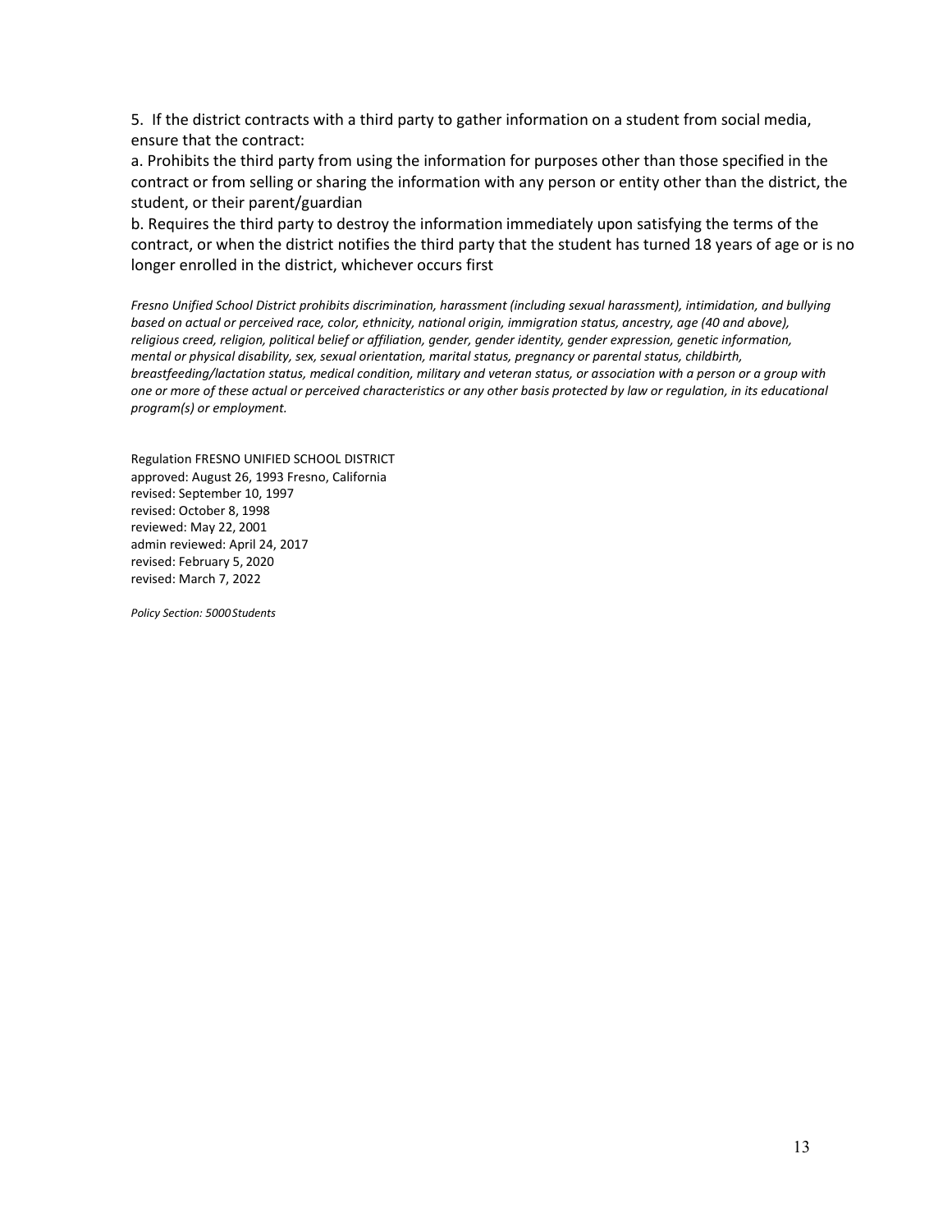5. If the district contracts with a third party to gather information on a student from social media, ensure that the contract:

a. Prohibits the third party from using the information for purposes other than those specified in the contract or from selling or sharing the information with any person or entity other than the district, the student, or their parent/guardian

b. Requires the third party to destroy the information immediately upon satisfying the terms of the contract, or when the district notifies the third party that the student has turned 18 years of age or is no longer enrolled in the district, whichever occurs first

*Fresno Unified School District prohibits discrimination, harassment (including sexual harassment), intimidation, and bullying based on actual or perceived race, color, ethnicity, national origin, immigration status, ancestry, age (40 and above), religious creed, religion, political belief or affiliation, gender, gender identity, gender expression, genetic information, mental or physical disability, sex, sexual orientation, marital status, pregnancy or parental status, childbirth, breastfeeding/lactation status, medical condition, military and veteran status, or association with a person or a group with one or more of these actual or perceived characteristics or any other basis protected by law or regulation, in its educational program(s) or employment.*

Regulation FRESNO UNIFIED SCHOOL DISTRICT
approved: August 26, 1993 Fresno, California
revised: September 10, 1997
revised: October 8, 1998
reviewed: May 22, 2001
admin reviewed: April 24, 2017
revised: February 5, 2020
revised: March 7, 2022

*Policy Section: 5000 Students*